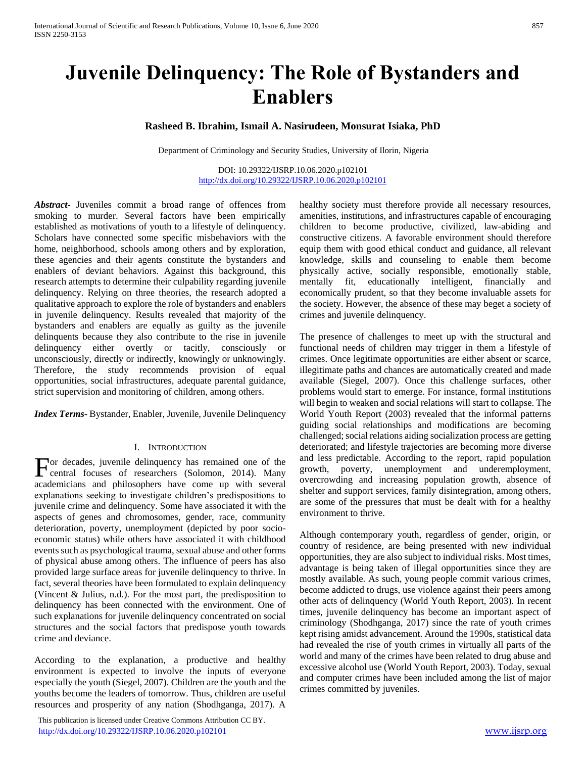# Juvenile Delinquency: The Role of Bystanders and Enablers

**Rasheed B. Ibrahim, Ismail A. Nasirudeen, Monsurat Isiaka, PhD**

Department of Criminology and Security Studies, University of Ilorin, Nigeria

DOI: 10.29322/IJSRP.10.06.2020.p102101
http://dx.doi.org/10.29322/IJSRP.10.06.2020.p102101

***Abstract***- Juveniles commit a broad range of offences from smoking to murder. Several factors have been empirically established as motivations of youth to a lifestyle of delinquency. Scholars have connected some specific misbehaviors with the home, neighborhood, schools among others and by exploration, these agencies and their agents constitute the bystanders and enablers of deviant behaviors. Against this background, this research attempts to determine their culpability regarding juvenile delinquency. Relying on three theories, the research adopted a qualitative approach to explore the role of bystanders and enablers in juvenile delinquency. Results revealed that majority of the bystanders and enablers are equally as guilty as the juvenile delinquents because they also contribute to the rise in juvenile delinquency either overtly or tacitly, consciously or unconsciously, directly or indirectly, knowingly or unknowingly. Therefore, the study recommends provision of equal opportunities, social infrastructures, adequate parental guidance, strict supervision and monitoring of children, among others.

***Index Terms***- Bystander, Enabler, Juvenile, Juvenile Delinquency

## I. Introduction

For decades, juvenile delinquency has remained one of the central focuses of researchers (Solomon, 2014). Many academicians and philosophers have come up with several explanations seeking to investigate children's predispositions to juvenile crime and delinquency. Some have associated it with the aspects of genes and chromosomes, gender, race, community deterioration, poverty, unemployment (depicted by poor socio-economic status) while others have associated it with childhood events such as psychological trauma, sexual abuse and other forms of physical abuse among others. The influence of peers has also provided large surface areas for juvenile delinquency to thrive. In fact, several theories have been formulated to explain delinquency (Vincent & Julius, n.d.). For the most part, the predisposition to delinquency has been connected with the environment. One of such explanations for juvenile delinquency concentrated on social structures and the social factors that predispose youth towards crime and deviance.

According to the explanation, a productive and healthy environment is expected to involve the inputs of everyone especially the youth (Siegel, 2007). Children are the youth and the youths become the leaders of tomorrow. Thus, children are useful resources and prosperity of any nation (Shodhganga, 2017). A healthy society must therefore provide all necessary resources, amenities, institutions, and infrastructures capable of encouraging children to become productive, civilized, law-abiding and constructive citizens. A favorable environment should therefore equip them with good ethical conduct and guidance, all relevant knowledge, skills and counseling to enable them become physically active, socially responsible, emotionally stable, mentally fit, educationally intelligent, financially and economically prudent, so that they become invaluable assets for the society. However, the absence of these may beget a society of crimes and juvenile delinquency.

The presence of challenges to meet up with the structural and functional needs of children may trigger in them a lifestyle of crimes. Once legitimate opportunities are either absent or scarce, illegitimate paths and chances are automatically created and made available (Siegel, 2007). Once this challenge surfaces, other problems would start to emerge. For instance, formal institutions will begin to weaken and social relations will start to collapse. The World Youth Report (2003) revealed that the informal patterns guiding social relationships and modifications are becoming challenged; social relations aiding socialization process are getting deteriorated; and lifestyle trajectories are becoming more diverse and less predictable. According to the report, rapid population growth, poverty, unemployment and underemployment, overcrowding and increasing population growth, absence of shelter and support services, family disintegration, among others, are some of the pressures that must be dealt with for a healthy environment to thrive.

Although contemporary youth, regardless of gender, origin, or country of residence, are being presented with new individual opportunities, they are also subject to individual risks. Most times, advantage is being taken of illegal opportunities since they are mostly available. As such, young people commit various crimes, become addicted to drugs, use violence against their peers among other acts of delinquency (World Youth Report, 2003). In recent times, juvenile delinquency has become an important aspect of criminology (Shodhganga, 2017) since the rate of youth crimes kept rising amidst advancement. Around the 1990s, statistical data had revealed the rise of youth crimes in virtually all parts of the world and many of the crimes have been related to drug abuse and excessive alcohol use (World Youth Report, 2003). Today, sexual and computer crimes have been included among the list of major crimes committed by juveniles.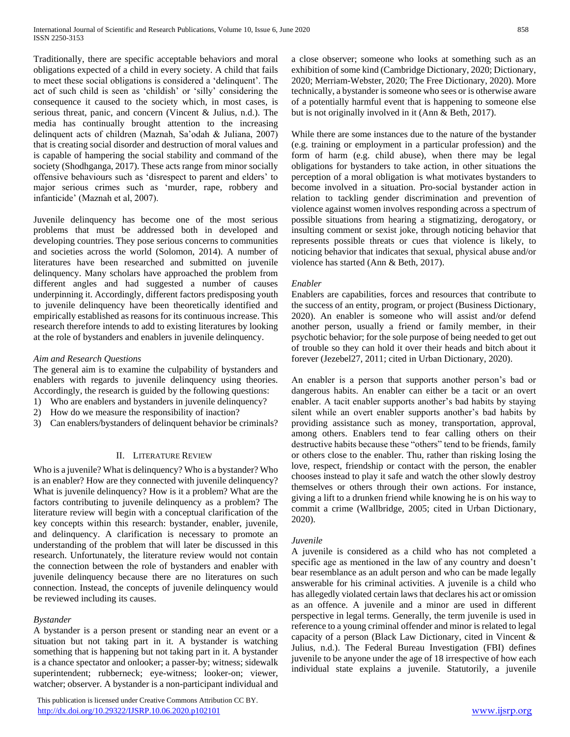Traditionally, there are specific acceptable behaviors and moral obligations expected of a child in every society. A child that fails to meet these social obligations is considered a 'delinquent'. The act of such child is seen as 'childish' or 'silly' considering the consequence it caused to the society which, in most cases, is serious threat, panic, and concern (Vincent & Julius, n.d.). The media has continually brought attention to the increasing delinquent acts of children (Maznah, Sa'odah & Juliana, 2007) that is creating social disorder and destruction of moral values and is capable of hampering the social stability and command of the society (Shodhganga, 2017). These acts range from minor socially offensive behaviours such as 'disrespect to parent and elders' to major serious crimes such as 'murder, rape, robbery and infanticide' (Maznah et al, 2007).

Juvenile delinquency has become one of the most serious problems that must be addressed both in developed and developing countries. They pose serious concerns to communities and societies across the world (Solomon, 2014). A number of literatures have been researched and submitted on juvenile delinquency. Many scholars have approached the problem from different angles and had suggested a number of causes underpinning it. Accordingly, different factors predisposing youth to juvenile delinquency have been theoretically identified and empirically established as reasons for its continuous increase. This research therefore intends to add to existing literatures by looking at the role of bystanders and enablers in juvenile delinquency.

### *Aim and Research Questions*

The general aim is to examine the culpability of bystanders and enablers with regards to juvenile delinquency using theories. Accordingly, the research is guided by the following questions:

1) Who are enablers and bystanders in juvenile delinquency?
2) How do we measure the responsibility of inaction?
3) Can enablers/bystanders of delinquent behavior be criminals?

## II. Literature Review

Who is a juvenile? What is delinquency? Who is a bystander? Who is an enabler? How are they connected with juvenile delinquency? What is juvenile delinquency? How is it a problem? What are the factors contributing to juvenile delinquency as a problem? The literature review will begin with a conceptual clarification of the key concepts within this research: bystander, enabler, juvenile, and delinquency. A clarification is necessary to promote an understanding of the problem that will later be discussed in this research. Unfortunately, the literature review would not contain the connection between the role of bystanders and enabler with juvenile delinquency because there are no literatures on such connection. Instead, the concepts of juvenile delinquency would be reviewed including its causes.

### *Bystander*

A bystander is a person present or standing near an event or a situation but not taking part in it. A bystander is watching something that is happening but not taking part in it. A bystander is a chance spectator and onlooker; a passer-by; witness; sidewalk superintendent; rubberneck; eye-witness; looker-on; viewer, watcher; observer. A bystander is a non-participant individual and a close observer; someone who looks at something such as an exhibition of some kind (Cambridge Dictionary, 2020; Dictionary, 2020; Merriam-Webster, 2020; The Free Dictionary, 2020). More technically, a bystander is someone who sees or is otherwise aware of a potentially harmful event that is happening to someone else but is not originally involved in it (Ann & Beth, 2017).

While there are some instances due to the nature of the bystander (e.g. training or employment in a particular profession) and the form of harm (e.g. child abuse), when there may be legal obligations for bystanders to take action, in other situations the perception of a moral obligation is what motivates bystanders to become involved in a situation. Pro-social bystander action in relation to tackling gender discrimination and prevention of violence against women involves responding across a spectrum of possible situations from hearing a stigmatizing, derogatory, or insulting comment or sexist joke, through noticing behavior that represents possible threats or cues that violence is likely, to noticing behavior that indicates that sexual, physical abuse and/or violence has started (Ann & Beth, 2017).

### *Enabler*

Enablers are capabilities, forces and resources that contribute to the success of an entity, program, or project (Business Dictionary, 2020). An enabler is someone who will assist and/or defend another person, usually a friend or family member, in their psychotic behavior; for the sole purpose of being needed to get out of trouble so they can hold it over their heads and bitch about it forever (Jezebel27, 2011; cited in Urban Dictionary, 2020).

An enabler is a person that supports another person's bad or dangerous habits. An enabler can either be a tacit or an overt enabler. A tacit enabler supports another's bad habits by staying silent while an overt enabler supports another's bad habits by providing assistance such as money, transportation, approval, among others. Enablers tend to fear calling others on their destructive habits because these "others" tend to be friends, family or others close to the enabler. Thu, rather than risking losing the love, respect, friendship or contact with the person, the enabler chooses instead to play it safe and watch the other slowly destroy themselves or others through their own actions. For instance, giving a lift to a drunken friend while knowing he is on his way to commit a crime (Wallbridge, 2005; cited in Urban Dictionary, 2020).

### *Juvenile*

A juvenile is considered as a child who has not completed a specific age as mentioned in the law of any country and doesn't bear resemblance as an adult person and who can be made legally answerable for his criminal activities. A juvenile is a child who has allegedly violated certain laws that declares his act or omission as an offence. A juvenile and a minor are used in different perspective in legal terms. Generally, the term juvenile is used in reference to a young criminal offender and minor is related to legal capacity of a person (Black Law Dictionary, cited in Vincent & Julius, n.d.). The Federal Bureau Investigation (FBI) defines juvenile to be anyone under the age of 18 irrespective of how each individual state explains a juvenile. Statutorily, a juvenile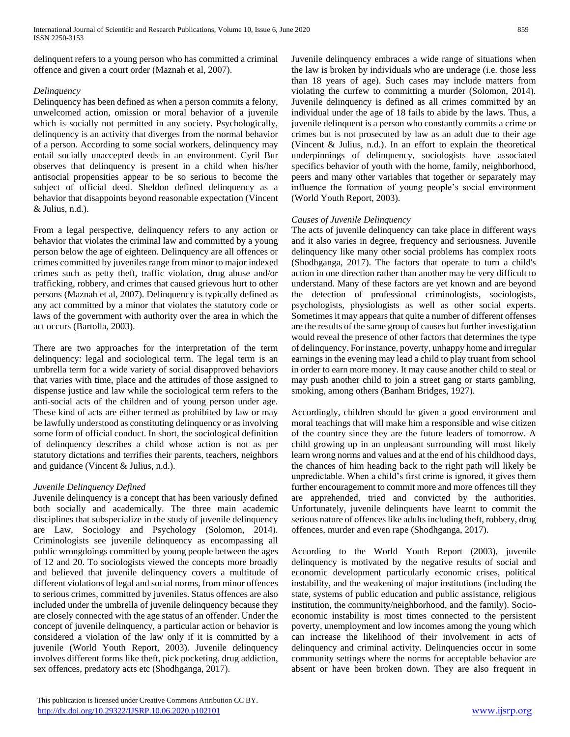delinquent refers to a young person who has committed a criminal offence and given a court order (Maznah et al, 2007).

*Delinquency*

Delinquency has been defined as when a person commits a felony, unwelcomed action, omission or moral behavior of a juvenile which is socially not permitted in any society. Psychologically, delinquency is an activity that diverges from the normal behavior of a person. According to some social workers, delinquency may entail socially unaccepted deeds in an environment. Cyril Bur observes that delinquency is present in a child when his/her antisocial propensities appear to be so serious to become the subject of official deed. Sheldon defined delinquency as a behavior that disappoints beyond reasonable expectation (Vincent & Julius, n.d.).

From a legal perspective, delinquency refers to any action or behavior that violates the criminal law and committed by a young person below the age of eighteen. Delinquency are all offences or crimes committed by juveniles range from minor to major indexed crimes such as petty theft, traffic violation, drug abuse and/or trafficking, robbery, and crimes that caused grievous hurt to other persons (Maznah et al, 2007). Delinquency is typically defined as any act committed by a minor that violates the statutory code or laws of the government with authority over the area in which the act occurs (Bartolla, 2003).

There are two approaches for the interpretation of the term delinquency: legal and sociological term. The legal term is an umbrella term for a wide variety of social disapproved behaviors that varies with time, place and the attitudes of those assigned to dispense justice and law while the sociological term refers to the anti-social acts of the children and of young person under age. These kind of acts are either termed as prohibited by law or may be lawfully understood as constituting delinquency or as involving some form of official conduct. In short, the sociological definition of delinquency describes a child whose action is not as per statutory dictations and terrifies their parents, teachers, neighbors and guidance (Vincent & Julius, n.d.).

*Juvenile Delinquency Defined*

Juvenile delinquency is a concept that has been variously defined both socially and academically. The three main academic disciplines that subspecialize in the study of juvenile delinquency are Law, Sociology and Psychology (Solomon, 2014). Criminologists see juvenile delinquency as encompassing all public wrongdoings committed by young people between the ages of 12 and 20. To sociologists viewed the concepts more broadly and believed that juvenile delinquency covers a multitude of different violations of legal and social norms, from minor offences to serious crimes, committed by juveniles. Status offences are also included under the umbrella of juvenile delinquency because they are closely connected with the age status of an offender. Under the concept of juvenile delinquency, a particular action or behavior is considered a violation of the law only if it is committed by a juvenile (World Youth Report, 2003). Juvenile delinquency involves different forms like theft, pick pocketing, drug addiction, sex offences, predatory acts etc (Shodhganga, 2017).

Juvenile delinquency embraces a wide range of situations when the law is broken by individuals who are underage (i.e. those less than 18 years of age). Such cases may include matters from violating the curfew to committing a murder (Solomon, 2014). Juvenile delinquency is defined as all crimes committed by an individual under the age of 18 fails to abide by the laws. Thus, a juvenile delinquent is a person who constantly commits a crime or crimes but is not prosecuted by law as an adult due to their age (Vincent & Julius, n.d.). In an effort to explain the theoretical underpinnings of delinquency, sociologists have associated specifics behavior of youth with the home, family, neighborhood, peers and many other variables that together or separately may influence the formation of young people's social environment (World Youth Report, 2003).

*Causes of Juvenile Delinquency*

The acts of juvenile delinquency can take place in different ways and it also varies in degree, frequency and seriousness. Juvenile delinquency like many other social problems has complex roots (Shodhganga, 2017). The factors that operate to turn a child's action in one direction rather than another may be very difficult to understand. Many of these factors are yet known and are beyond the detection of professional criminologists, sociologists, psychologists, physiologists as well as other social experts. Sometimes it may appears that quite a number of different offenses are the results of the same group of causes but further investigation would reveal the presence of other factors that determines the type of delinquency. For instance, poverty, unhappy home and irregular earnings in the evening may lead a child to play truant from school in order to earn more money. It may cause another child to steal or may push another child to join a street gang or starts gambling, smoking, among others (Banham Bridges, 1927).

Accordingly, children should be given a good environment and moral teachings that will make him a responsible and wise citizen of the country since they are the future leaders of tomorrow. A child growing up in an unpleasant surrounding will most likely learn wrong norms and values and at the end of his childhood days, the chances of him heading back to the right path will likely be unpredictable. When a child's first crime is ignored, it gives them further encouragement to commit more and more offences till they are apprehended, tried and convicted by the authorities. Unfortunately, juvenile delinquents have learnt to commit the serious nature of offences like adults including theft, robbery, drug offences, murder and even rape (Shodhganga, 2017).

According to the World Youth Report (2003), juvenile delinquency is motivated by the negative results of social and economic development particularly economic crises, political instability, and the weakening of major institutions (including the state, systems of public education and public assistance, religious institution, the community/neighborhood, and the family). Socio-economic instability is most times connected to the persistent poverty, unemployment and low incomes among the young which can increase the likelihood of their involvement in acts of delinquency and criminal activity. Delinquencies occur in some community settings where the norms for acceptable behavior are absent or have been broken down. They are also frequent in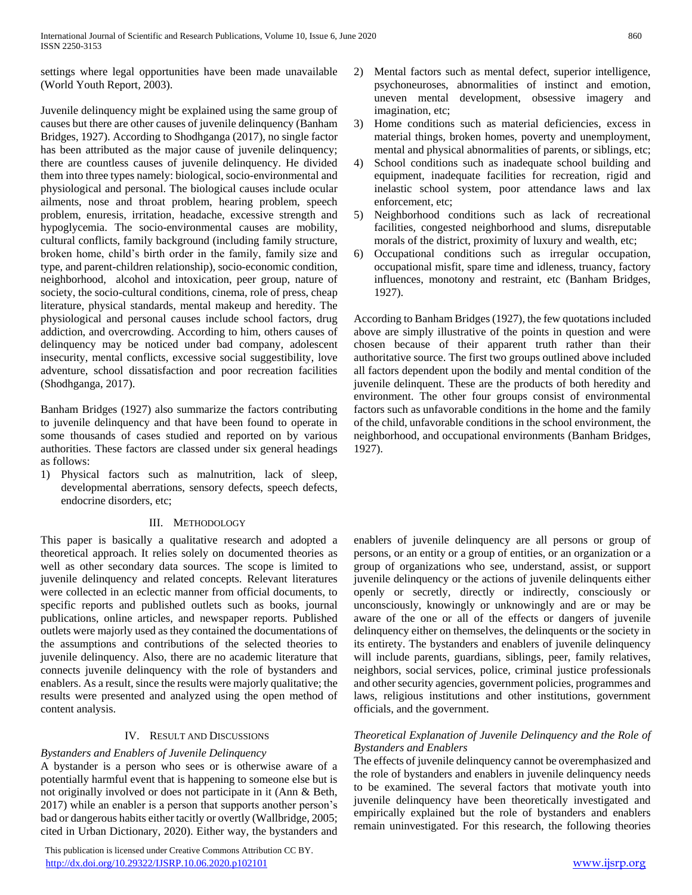settings where legal opportunities have been made unavailable (World Youth Report, 2003).

Juvenile delinquency might be explained using the same group of causes but there are other causes of juvenile delinquency (Banham Bridges, 1927). According to Shodhganga (2017), no single factor has been attributed as the major cause of juvenile delinquency; there are countless causes of juvenile delinquency. He divided them into three types namely: biological, socio-environmental and physiological and personal. The biological causes include ocular ailments, nose and throat problem, hearing problem, speech problem, enuresis, irritation, headache, excessive strength and hypoglycemia. The socio-environmental causes are mobility, cultural conflicts, family background (including family structure, broken home, child's birth order in the family, family size and type, and parent-children relationship), socio-economic condition, neighborhood, alcohol and intoxication, peer group, nature of society, the socio-cultural conditions, cinema, role of press, cheap literature, physical standards, mental makeup and heredity. The physiological and personal causes include school factors, drug addiction, and overcrowding. According to him, others causes of delinquency may be noticed under bad company, adolescent insecurity, mental conflicts, excessive social suggestibility, love adventure, school dissatisfaction and poor recreation facilities (Shodhganga, 2017).

Banham Bridges (1927) also summarize the factors contributing to juvenile delinquency and that have been found to operate in some thousands of cases studied and reported on by various authorities. These factors are classed under six general headings as follows:

1) Physical factors such as malnutrition, lack of sleep, developmental aberrations, sensory defects, speech defects, endocrine disorders, etc;
2) Mental factors such as mental defect, superior intelligence, psychoneuroses, abnormalities of instinct and emotion, uneven mental development, obsessive imagery and imagination, etc;
3) Home conditions such as material deficiencies, excess in material things, broken homes, poverty and unemployment, mental and physical abnormalities of parents, or siblings, etc;
4) School conditions such as inadequate school building and equipment, inadequate facilities for recreation, rigid and inelastic school system, poor attendance laws and lax enforcement, etc;
5) Neighborhood conditions such as lack of recreational facilities, congested neighborhood and slums, disreputable morals of the district, proximity of luxury and wealth, etc;
6) Occupational conditions such as irregular occupation, occupational misfit, spare time and idleness, truancy, factory influences, monotony and restraint, etc (Banham Bridges, 1927).

According to Banham Bridges (1927), the few quotations included above are simply illustrative of the points in question and were chosen because of their apparent truth rather than their authoritative source. The first two groups outlined above included all factors dependent upon the bodily and mental condition of the juvenile delinquent. These are the products of both heredity and environment. The other four groups consist of environmental factors such as unfavorable conditions in the home and the family of the child, unfavorable conditions in the school environment, the neighborhood, and occupational environments (Banham Bridges, 1927).

## III. Methodology

This paper is basically a qualitative research and adopted a theoretical approach. It relies solely on documented theories as well as other secondary data sources. The scope is limited to juvenile delinquency and related concepts. Relevant literatures were collected in an eclectic manner from official documents, to specific reports and published outlets such as books, journal publications, online articles, and newspaper reports. Published outlets were majorly used as they contained the documentations of the assumptions and contributions of the selected theories to juvenile delinquency. Also, there are no academic literature that connects juvenile delinquency with the role of bystanders and enablers. As a result, since the results were majorly qualitative; the results were presented and analyzed using the open method of content analysis.

## IV. Result and Discussions

### *Bystanders and Enablers of Juvenile Delinquency*

A bystander is a person who sees or is otherwise aware of a potentially harmful event that is happening to someone else but is not originally involved or does not participate in it (Ann & Beth, 2017) while an enabler is a person that supports another person's bad or dangerous habits either tacitly or overtly (Wallbridge, 2005; cited in Urban Dictionary, 2020). Either way, the bystanders and enablers of juvenile delinquency are all persons or group of persons, or an entity or a group of entities, or an organization or a group of organizations who see, understand, assist, or support juvenile delinquency or the actions of juvenile delinquents either openly or secretly, directly or indirectly, consciously or unconsciously, knowingly or unknowingly and are or may be aware of the one or all of the effects or dangers of juvenile delinquency either on themselves, the delinquents or the society in its entirety. The bystanders and enablers of juvenile delinquency will include parents, guardians, siblings, peer, family relatives, neighbors, social services, police, criminal justice professionals and other security agencies, government policies, programmes and laws, religious institutions and other institutions, government officials, and the government.

### *Theoretical Explanation of Juvenile Delinquency and the Role of Bystanders and Enablers*

The effects of juvenile delinquency cannot be overemphasized and the role of bystanders and enablers in juvenile delinquency needs to be examined. The several factors that motivate youth into juvenile delinquency have been theoretically investigated and empirically explained but the role of bystanders and enablers remain uninvestigated. For this research, the following theories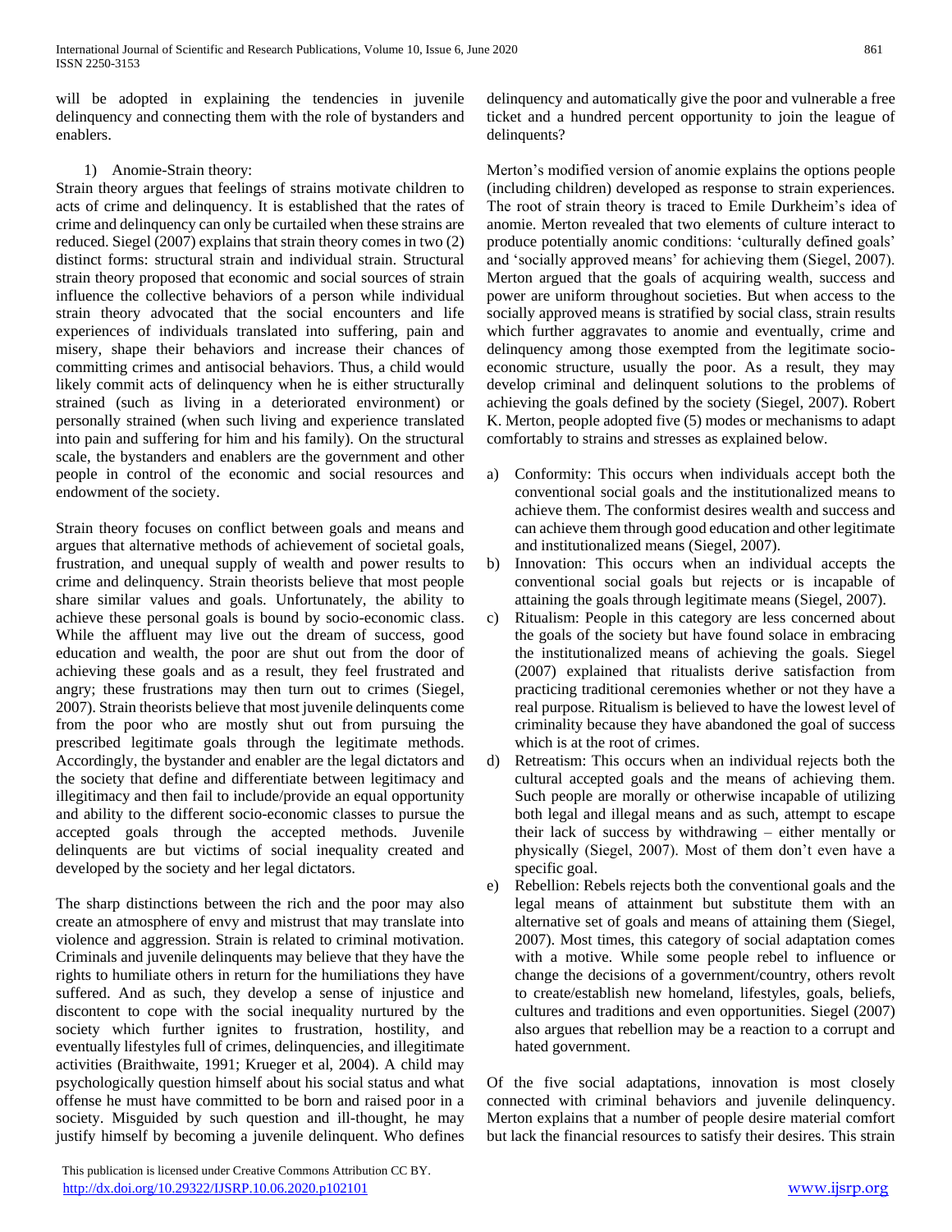will be adopted in explaining the tendencies in juvenile delinquency and connecting them with the role of bystanders and enablers.

1) Anomie-Strain theory:

Strain theory argues that feelings of strains motivate children to acts of crime and delinquency. It is established that the rates of crime and delinquency can only be curtailed when these strains are reduced. Siegel (2007) explains that strain theory comes in two (2) distinct forms: structural strain and individual strain. Structural strain theory proposed that economic and social sources of strain influence the collective behaviors of a person while individual strain theory advocated that the social encounters and life experiences of individuals translated into suffering, pain and misery, shape their behaviors and increase their chances of committing crimes and antisocial behaviors. Thus, a child would likely commit acts of delinquency when he is either structurally strained (such as living in a deteriorated environment) or personally strained (when such living and experience translated into pain and suffering for him and his family). On the structural scale, the bystanders and enablers are the government and other people in control of the economic and social resources and endowment of the society.

Strain theory focuses on conflict between goals and means and argues that alternative methods of achievement of societal goals, frustration, and unequal supply of wealth and power results to crime and delinquency. Strain theorists believe that most people share similar values and goals. Unfortunately, the ability to achieve these personal goals is bound by socio-economic class. While the affluent may live out the dream of success, good education and wealth, the poor are shut out from the door of achieving these goals and as a result, they feel frustrated and angry; these frustrations may then turn out to crimes (Siegel, 2007). Strain theorists believe that most juvenile delinquents come from the poor who are mostly shut out from pursuing the prescribed legitimate goals through the legitimate methods. Accordingly, the bystander and enabler are the legal dictators and the society that define and differentiate between legitimacy and illegitimacy and then fail to include/provide an equal opportunity and ability to the different socio-economic classes to pursue the accepted goals through the accepted methods. Juvenile delinquents are but victims of social inequality created and developed by the society and her legal dictators.

The sharp distinctions between the rich and the poor may also create an atmosphere of envy and mistrust that may translate into violence and aggression. Strain is related to criminal motivation. Criminals and juvenile delinquents may believe that they have the rights to humiliate others in return for the humiliations they have suffered. And as such, they develop a sense of injustice and discontent to cope with the social inequality nurtured by the society which further ignites to frustration, hostility, and eventually lifestyles full of crimes, delinquencies, and illegitimate activities (Braithwaite, 1991; Krueger et al, 2004). A child may psychologically question himself about his social status and what offense he must have committed to be born and raised poor in a society. Misguided by such question and ill-thought, he may justify himself by becoming a juvenile delinquent. Who defines delinquency and automatically give the poor and vulnerable a free ticket and a hundred percent opportunity to join the league of delinquents?

Merton's modified version of anomie explains the options people (including children) developed as response to strain experiences. The root of strain theory is traced to Emile Durkheim's idea of anomie. Merton revealed that two elements of culture interact to produce potentially anomic conditions: 'culturally defined goals' and 'socially approved means' for achieving them (Siegel, 2007). Merton argued that the goals of acquiring wealth, success and power are uniform throughout societies. But when access to the socially approved means is stratified by social class, strain results which further aggravates to anomie and eventually, crime and delinquency among those exempted from the legitimate socio-economic structure, usually the poor. As a result, they may develop criminal and delinquent solutions to the problems of achieving the goals defined by the society (Siegel, 2007). Robert K. Merton, people adopted five (5) modes or mechanisms to adapt comfortably to strains and stresses as explained below.

a) Conformity: This occurs when individuals accept both the conventional social goals and the institutionalized means to achieve them. The conformist desires wealth and success and can achieve them through good education and other legitimate and institutionalized means (Siegel, 2007).
b) Innovation: This occurs when an individual accepts the conventional social goals but rejects or is incapable of attaining the goals through legitimate means (Siegel, 2007).
c) Ritualism: People in this category are less concerned about the goals of the society but have found solace in embracing the institutionalized means of achieving the goals. Siegel (2007) explained that ritualists derive satisfaction from practicing traditional ceremonies whether or not they have a real purpose. Ritualism is believed to have the lowest level of criminality because they have abandoned the goal of success which is at the root of crimes.
d) Retreatism: This occurs when an individual rejects both the cultural accepted goals and the means of achieving them. Such people are morally or otherwise incapable of utilizing both legal and illegal means and as such, attempt to escape their lack of success by withdrawing – either mentally or physically (Siegel, 2007). Most of them don't even have a specific goal.
e) Rebellion: Rebels rejects both the conventional goals and the legal means of attainment but substitute them with an alternative set of goals and means of attaining them (Siegel, 2007). Most times, this category of social adaptation comes with a motive. While some people rebel to influence or change the decisions of a government/country, others revolt to create/establish new homeland, lifestyles, goals, beliefs, cultures and traditions and even opportunities. Siegel (2007) also argues that rebellion may be a reaction to a corrupt and hated government.

Of the five social adaptations, innovation is most closely connected with criminal behaviors and juvenile delinquency. Merton explains that a number of people desire material comfort but lack the financial resources to satisfy their desires. This strain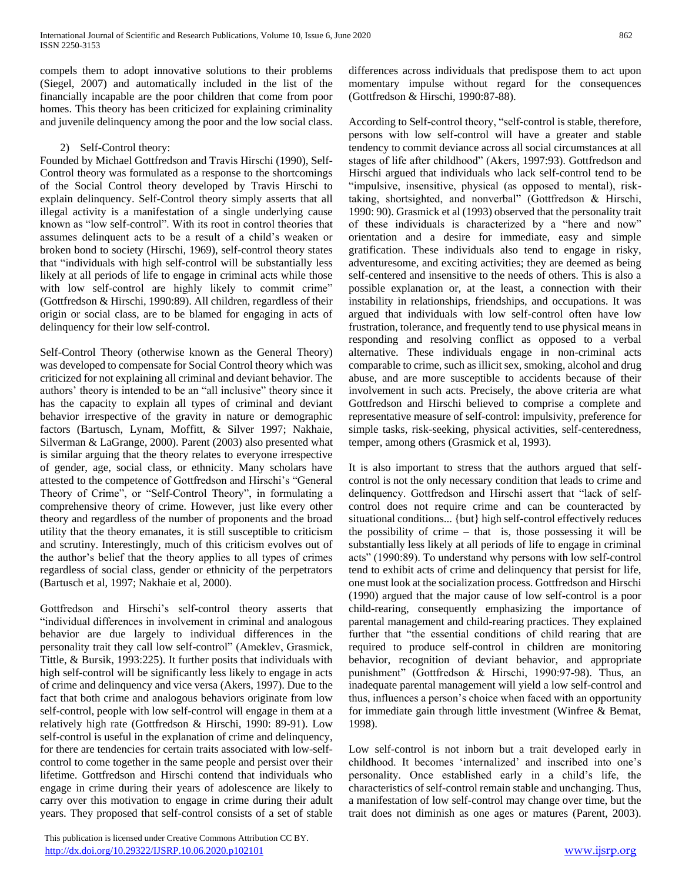compels them to adopt innovative solutions to their problems (Siegel, 2007) and automatically included in the list of the financially incapable are the poor children that come from poor homes. This theory has been criticized for explaining criminality and juvenile delinquency among the poor and the low social class.

2) Self-Control theory:

Founded by Michael Gottfredson and Travis Hirschi (1990), Self-Control theory was formulated as a response to the shortcomings of the Social Control theory developed by Travis Hirschi to explain delinquency. Self-Control theory simply asserts that all illegal activity is a manifestation of a single underlying cause known as "low self-control". With its root in control theories that assumes delinquent acts to be a result of a child's weaken or broken bond to society (Hirschi, 1969), self-control theory states that "individuals with high self-control will be substantially less likely at all periods of life to engage in criminal acts while those with low self-control are highly likely to commit crime" (Gottfredson & Hirschi, 1990:89). All children, regardless of their origin or social class, are to be blamed for engaging in acts of delinquency for their low self-control.

Self-Control Theory (otherwise known as the General Theory) was developed to compensate for Social Control theory which was criticized for not explaining all criminal and deviant behavior. The authors' theory is intended to be an "all inclusive" theory since it has the capacity to explain all types of criminal and deviant behavior irrespective of the gravity in nature or demographic factors (Bartusch, Lynam, Moffitt, & Silver 1997; Nakhaie, Silverman & LaGrange, 2000). Parent (2003) also presented what is similar arguing that the theory relates to everyone irrespective of gender, age, social class, or ethnicity. Many scholars have attested to the competence of Gottfredson and Hirschi's "General Theory of Crime", or "Self-Control Theory", in formulating a comprehensive theory of crime. However, just like every other theory and regardless of the number of proponents and the broad utility that the theory emanates, it is still susceptible to criticism and scrutiny. Interestingly, much of this criticism evolves out of the author's belief that the theory applies to all types of crimes regardless of social class, gender or ethnicity of the perpetrators (Bartusch et al, 1997; Nakhaie et al, 2000).

Gottfredson and Hirschi's self-control theory asserts that "individual differences in involvement in criminal and analogous behavior are due largely to individual differences in the personality trait they call low self-control" (Ameklev, Grasmick, Tittle, & Bursik, 1993:225). It further posits that individuals with high self-control will be significantly less likely to engage in acts of crime and delinquency and vice versa (Akers, 1997). Due to the fact that both crime and analogous behaviors originate from low self-control, people with low self-control will engage in them at a relatively high rate (Gottfredson & Hirschi, 1990: 89-91). Low self-control is useful in the explanation of crime and delinquency, for there are tendencies for certain traits associated with low-self-control to come together in the same people and persist over their lifetime. Gottfredson and Hirschi contend that individuals who engage in crime during their years of adolescence are likely to carry over this motivation to engage in crime during their adult years. They proposed that self-control consists of a set of stable differences across individuals that predispose them to act upon momentary impulse without regard for the consequences (Gottfredson & Hirschi, 1990:87-88).

According to Self-control theory, "self-control is stable, therefore, persons with low self-control will have a greater and stable tendency to commit deviance across all social circumstances at all stages of life after childhood" (Akers, 1997:93). Gottfredson and Hirschi argued that individuals who lack self-control tend to be "impulsive, insensitive, physical (as opposed to mental), risk-taking, shortsighted, and nonverbal" (Gottfredson & Hirschi, 1990: 90). Grasmick et al (1993) observed that the personality trait of these individuals is characterized by a "here and now" orientation and a desire for immediate, easy and simple gratification. These individuals also tend to engage in risky, adventuresome, and exciting activities; they are deemed as being self-centered and insensitive to the needs of others. This is also a possible explanation or, at the least, a connection with their instability in relationships, friendships, and occupations. It was argued that individuals with low self-control often have low frustration, tolerance, and frequently tend to use physical means in responding and resolving conflict as opposed to a verbal alternative. These individuals engage in non-criminal acts comparable to crime, such as illicit sex, smoking, alcohol and drug abuse, and are more susceptible to accidents because of their involvement in such acts. Precisely, the above criteria are what Gottfredson and Hirschi believed to comprise a complete and representative measure of self-control: impulsivity, preference for simple tasks, risk-seeking, physical activities, self-centeredness, temper, among others (Grasmick et al, 1993).

It is also important to stress that the authors argued that self-control is not the only necessary condition that leads to crime and delinquency. Gottfredson and Hirschi assert that "lack of self-control does not require crime and can be counteracted by situational conditions... {but} high self-control effectively reduces the possibility of crime – that is, those possessing it will be substantially less likely at all periods of life to engage in criminal acts" (1990:89). To understand why persons with low self-control tend to exhibit acts of crime and delinquency that persist for life, one must look at the socialization process. Gottfredson and Hirschi (1990) argued that the major cause of low self-control is a poor child-rearing, consequently emphasizing the importance of parental management and child-rearing practices. They explained further that "the essential conditions of child rearing that are required to produce self-control in children are monitoring behavior, recognition of deviant behavior, and appropriate punishment" (Gottfredson & Hirschi, 1990:97-98). Thus, an inadequate parental management will yield a low self-control and thus, influences a person's choice when faced with an opportunity for immediate gain through little investment (Winfree & Bemat, 1998).

Low self-control is not inborn but a trait developed early in childhood. It becomes 'internalized' and inscribed into one's personality. Once established early in a child's life, the characteristics of self-control remain stable and unchanging. Thus, a manifestation of low self-control may change over time, but the trait does not diminish as one ages or matures (Parent, 2003).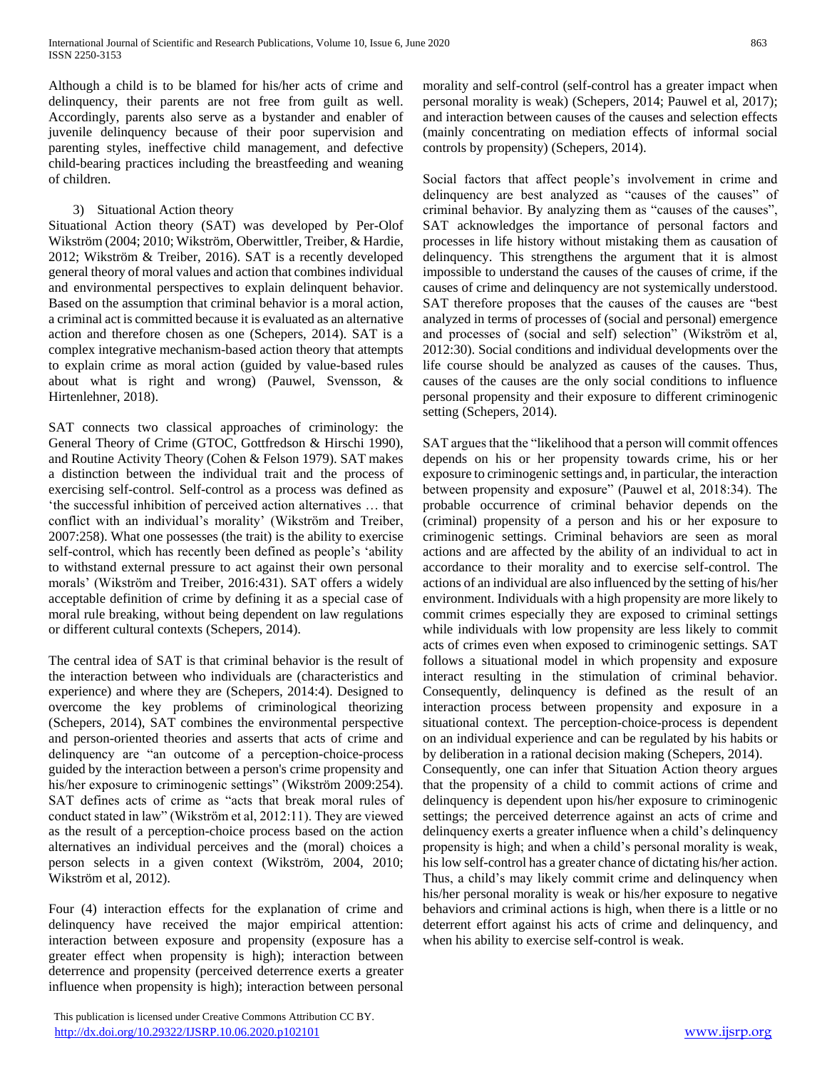Although a child is to be blamed for his/her acts of crime and delinquency, their parents are not free from guilt as well. Accordingly, parents also serve as a bystander and enabler of juvenile delinquency because of their poor supervision and parenting styles, ineffective child management, and defective child-bearing practices including the breastfeeding and weaning of children.

3) Situational Action theory

Situational Action theory (SAT) was developed by Per-Olof Wikström (2004; 2010; Wikström, Oberwittler, Treiber, & Hardie, 2012; Wikström & Treiber, 2016). SAT is a recently developed general theory of moral values and action that combines individual and environmental perspectives to explain delinquent behavior. Based on the assumption that criminal behavior is a moral action, a criminal act is committed because it is evaluated as an alternative action and therefore chosen as one (Schepers, 2014). SAT is a complex integrative mechanism-based action theory that attempts to explain crime as moral action (guided by value-based rules about what is right and wrong) (Pauwel, Svensson, & Hirtenlehner, 2018).

SAT connects two classical approaches of criminology: the General Theory of Crime (GTOC, Gottfredson & Hirschi 1990), and Routine Activity Theory (Cohen & Felson 1979). SAT makes a distinction between the individual trait and the process of exercising self-control. Self-control as a process was defined as 'the successful inhibition of perceived action alternatives … that conflict with an individual's morality' (Wikström and Treiber, 2007:258). What one possesses (the trait) is the ability to exercise self-control, which has recently been defined as people's 'ability to withstand external pressure to act against their own personal morals' (Wikström and Treiber, 2016:431). SAT offers a widely acceptable definition of crime by defining it as a special case of moral rule breaking, without being dependent on law regulations or different cultural contexts (Schepers, 2014).

The central idea of SAT is that criminal behavior is the result of the interaction between who individuals are (characteristics and experience) and where they are (Schepers, 2014:4). Designed to overcome the key problems of criminological theorizing (Schepers, 2014), SAT combines the environmental perspective and person-oriented theories and asserts that acts of crime and delinquency are "an outcome of a perception-choice-process guided by the interaction between a person's crime propensity and his/her exposure to criminogenic settings" (Wikström 2009:254). SAT defines acts of crime as "acts that break moral rules of conduct stated in law" (Wikström et al, 2012:11). They are viewed as the result of a perception-choice process based on the action alternatives an individual perceives and the (moral) choices a person selects in a given context (Wikström, 2004, 2010; Wikström et al, 2012).

Four (4) interaction effects for the explanation of crime and delinquency have received the major empirical attention: interaction between exposure and propensity (exposure has a greater effect when propensity is high); interaction between deterrence and propensity (perceived deterrence exerts a greater influence when propensity is high); interaction between personal morality and self-control (self-control has a greater impact when personal morality is weak) (Schepers, 2014; Pauwel et al, 2017); and interaction between causes of the causes and selection effects (mainly concentrating on mediation effects of informal social controls by propensity) (Schepers, 2014).

Social factors that affect people's involvement in crime and delinquency are best analyzed as "causes of the causes" of criminal behavior. By analyzing them as "causes of the causes", SAT acknowledges the importance of personal factors and processes in life history without mistaking them as causation of delinquency. This strengthens the argument that it is almost impossible to understand the causes of the causes of crime, if the causes of crime and delinquency are not systemically understood. SAT therefore proposes that the causes of the causes are "best analyzed in terms of processes of (social and personal) emergence and processes of (social and self) selection" (Wikström et al, 2012:30). Social conditions and individual developments over the life course should be analyzed as causes of the causes. Thus, causes of the causes are the only social conditions to influence personal propensity and their exposure to different criminogenic setting (Schepers, 2014).

SAT argues that the "likelihood that a person will commit offences depends on his or her propensity towards crime, his or her exposure to criminogenic settings and, in particular, the interaction between propensity and exposure" (Pauwel et al, 2018:34). The probable occurrence of criminal behavior depends on the (criminal) propensity of a person and his or her exposure to criminogenic settings. Criminal behaviors are seen as moral actions and are affected by the ability of an individual to act in accordance to their morality and to exercise self-control. The actions of an individual are also influenced by the setting of his/her environment. Individuals with a high propensity are more likely to commit crimes especially they are exposed to criminal settings while individuals with low propensity are less likely to commit acts of crimes even when exposed to criminogenic settings. SAT follows a situational model in which propensity and exposure interact resulting in the stimulation of criminal behavior. Consequently, delinquency is defined as the result of an interaction process between propensity and exposure in a situational context. The perception-choice-process is dependent on an individual experience and can be regulated by his habits or by deliberation in a rational decision making (Schepers, 2014).

Consequently, one can infer that Situation Action theory argues that the propensity of a child to commit actions of crime and delinquency is dependent upon his/her exposure to criminogenic settings; the perceived deterrence against an acts of crime and delinquency exerts a greater influence when a child's delinquency propensity is high; and when a child's personal morality is weak, his low self-control has a greater chance of dictating his/her action. Thus, a child's may likely commit crime and delinquency when his/her personal morality is weak or his/her exposure to negative behaviors and criminal actions is high, when there is a little or no deterrent effort against his acts of crime and delinquency, and when his ability to exercise self-control is weak.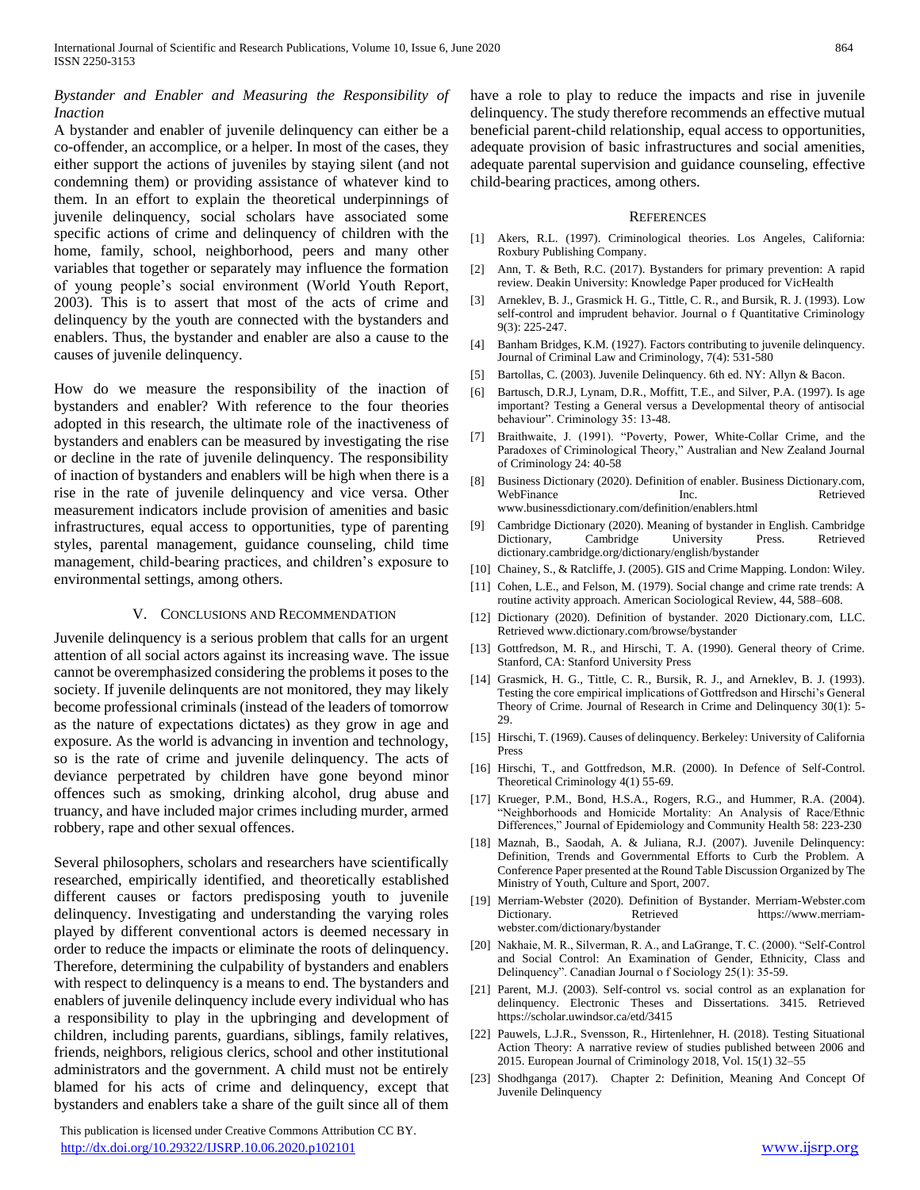*Bystander and Enabler and Measuring the Responsibility of Inaction*

A bystander and enabler of juvenile delinquency can either be a co-offender, an accomplice, or a helper. In most of the cases, they either support the actions of juveniles by staying silent (and not condemning them) or providing assistance of whatever kind to them. In an effort to explain the theoretical underpinnings of juvenile delinquency, social scholars have associated some specific actions of crime and delinquency of children with the home, family, school, neighborhood, peers and many other variables that together or separately may influence the formation of young people's social environment (World Youth Report, 2003). This is to assert that most of the acts of crime and delinquency by the youth are connected with the bystanders and enablers. Thus, the bystander and enabler are also a cause to the causes of juvenile delinquency.

How do we measure the responsibility of the inaction of bystanders and enabler? With reference to the four theories adopted in this research, the ultimate role of the inactiveness of bystanders and enablers can be measured by investigating the rise or decline in the rate of juvenile delinquency. The responsibility of inaction of bystanders and enablers will be high when there is a rise in the rate of juvenile delinquency and vice versa. Other measurement indicators include provision of amenities and basic infrastructures, equal access to opportunities, type of parenting styles, parental management, guidance counseling, child time management, child-bearing practices, and children's exposure to environmental settings, among others.

## V. Conclusions and Recommendation

Juvenile delinquency is a serious problem that calls for an urgent attention of all social actors against its increasing wave. The issue cannot be overemphasized considering the problems it poses to the society. If juvenile delinquents are not monitored, they may likely become professional criminals (instead of the leaders of tomorrow as the nature of expectations dictates) as they grow in age and exposure. As the world is advancing in invention and technology, so is the rate of crime and juvenile delinquency. The acts of deviance perpetrated by children have gone beyond minor offences such as smoking, drinking alcohol, drug abuse and truancy, and have included major crimes including murder, armed robbery, rape and other sexual offences.

Several philosophers, scholars and researchers have scientifically researched, empirically identified, and theoretically established different causes or factors predisposing youth to juvenile delinquency. Investigating and understanding the varying roles played by different conventional actors is deemed necessary in order to reduce the impacts or eliminate the roots of delinquency. Therefore, determining the culpability of bystanders and enablers with respect to delinquency is a means to end. The bystanders and enablers of juvenile delinquency include every individual who has a responsibility to play in the upbringing and development of children, including parents, guardians, siblings, family relatives, friends, neighbors, religious clerics, school and other institutional administrators and the government. A child must not be entirely blamed for his acts of crime and delinquency, except that bystanders and enablers take a share of the guilt since all of them have a role to play to reduce the impacts and rise in juvenile delinquency. The study therefore recommends an effective mutual beneficial parent-child relationship, equal access to opportunities, adequate provision of basic infrastructures and social amenities, adequate parental supervision and guidance counseling, effective child-bearing practices, among others.

## References

[1] Akers, R.L. (1997). Criminological theories. Los Angeles, California: Roxbury Publishing Company.

[2] Ann, T. & Beth, R.C. (2017). Bystanders for primary prevention: A rapid review. Deakin University: Knowledge Paper produced for VicHealth

[3] Arneklev, B. J., Grasmick H. G., Tittle, C. R., and Bursik, R. J. (1993). Low self-control and imprudent behavior. Journal o f Quantitative Criminology 9(3): 225-247.

[4] Banham Bridges, K.M. (1927). Factors contributing to juvenile delinquency. Journal of Criminal Law and Criminology, 7(4): 531-580

[5] Bartollas, C. (2003). Juvenile Delinquency. 6th ed. NY: Allyn & Bacon.

[6] Bartusch, D.R.J, Lynam, D.R., Moffitt, T.E., and Silver, P.A. (1997). Is age important? Testing a General versus a Developmental theory of antisocial behaviour". Criminology 35: 13-48.

[7] Braithwaite, J. (1991). "Poverty, Power, White-Collar Crime, and the Paradoxes of Criminological Theory," Australian and New Zealand Journal of Criminology 24: 40-58

[8] Business Dictionary (2020). Definition of enabler. Business Dictionary.com, WebFinance Inc. Retrieved www.businessdictionary.com/definition/enablers.html

[9] Cambridge Dictionary (2020). Meaning of bystander in English. Cambridge Dictionary, Cambridge University Press. Retrieved dictionary.cambridge.org/dictionary/english/bystander

[10] Chainey, S., & Ratcliffe, J. (2005). GIS and Crime Mapping. London: Wiley.

[11] Cohen, L.E., and Felson, M. (1979). Social change and crime rate trends: A routine activity approach. American Sociological Review, 44, 588–608.

[12] Dictionary (2020). Definition of bystander. 2020 Dictionary.com, LLC. Retrieved www.dictionary.com/browse/bystander

[13] Gottfredson, M. R., and Hirschi, T. A. (1990). General theory of Crime. Stanford, CA: Stanford University Press

[14] Grasmick, H. G., Tittle, C. R., Bursik, R. J., and Arneklev, B. J. (1993). Testing the core empirical implications of Gottfredson and Hirschi's General Theory of Crime. Journal of Research in Crime and Delinquency 30(1): 5-29.

[15] Hirschi, T. (1969). Causes of delinquency. Berkeley: University of California Press

[16] Hirschi, T., and Gottfredson, M.R. (2000). In Defence of Self-Control. Theoretical Criminology 4(1) 55-69.

[17] Krueger, P.M., Bond, H.S.A., Rogers, R.G., and Hummer, R.A. (2004). "Neighborhoods and Homicide Mortality: An Analysis of Race/Ethnic Differences," Journal of Epidemiology and Community Health 58: 223-230

[18] Maznah, B., Saodah, A. & Juliana, R.J. (2007). Juvenile Delinquency: Definition, Trends and Governmental Efforts to Curb the Problem. A Conference Paper presented at the Round Table Discussion Organized by The Ministry of Youth, Culture and Sport, 2007.

[19] Merriam-Webster (2020). Definition of Bystander. Merriam-Webster.com Dictionary. Retrieved https://www.merriam-webster.com/dictionary/bystander

[20] Nakhaie, M. R., Silverman, R. A., and LaGrange, T. C. (2000). "Self-Control and Social Control: An Examination of Gender, Ethnicity, Class and Delinquency". Canadian Journal o f Sociology 25(1): 35-59.

[21] Parent, M.J. (2003). Self-control vs. social control as an explanation for delinquency. Electronic Theses and Dissertations. 3415. Retrieved https://scholar.uwindsor.ca/etd/3415

[22] Pauwels, L.J.R., Svensson, R., Hirtenlehner, H. (2018). Testing Situational Action Theory: A narrative review of studies published between 2006 and 2015. European Journal of Criminology 2018, Vol. 15(1) 32–55

[23] Shodhganga (2017). Chapter 2: Definition, Meaning And Concept Of Juvenile Delinquency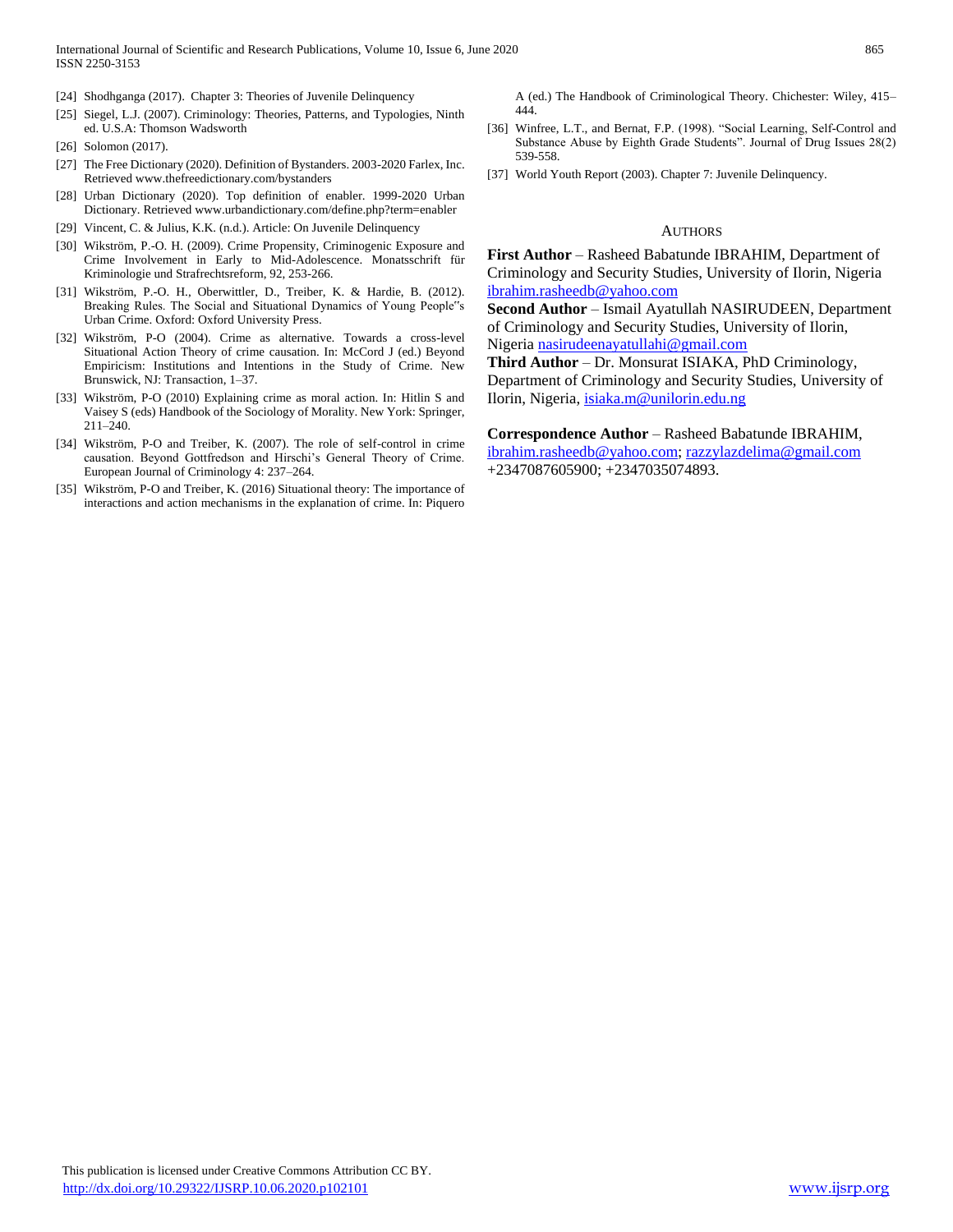[24] Shodhganga (2017). Chapter 3: Theories of Juvenile Delinquency

[25] Siegel, L.J. (2007). Criminology: Theories, Patterns, and Typologies, Ninth ed. U.S.A: Thomson Wadsworth

[26] Solomon (2017).

[27] The Free Dictionary (2020). Definition of Bystanders. 2003-2020 Farlex, Inc. Retrieved www.thefreedictionary.com/bystanders

[28] Urban Dictionary (2020). Top definition of enabler. 1999-2020 Urban Dictionary. Retrieved www.urbandictionary.com/define.php?term=enabler

[29] Vincent, C. & Julius, K.K. (n.d.). Article: On Juvenile Delinquency

[30] Wikström, P.-O. H. (2009). Crime Propensity, Criminogenic Exposure and Crime Involvement in Early to Mid-Adolescence. Monatsschrift für Kriminologie und Strafrechtsreform, 92, 253-266.

[31] Wikström, P.-O. H., Oberwittler, D., Treiber, K. & Hardie, B. (2012). Breaking Rules. The Social and Situational Dynamics of Young People"s Urban Crime. Oxford: Oxford University Press.

[32] Wikström, P-O (2004). Crime as alternative. Towards a cross-level Situational Action Theory of crime causation. In: McCord J (ed.) Beyond Empiricism: Institutions and Intentions in the Study of Crime. New Brunswick, NJ: Transaction, 1–37.

[33] Wikström, P-O (2010) Explaining crime as moral action. In: Hitlin S and Vaisey S (eds) Handbook of the Sociology of Morality. New York: Springer, 211–240.

[34] Wikström, P-O and Treiber, K. (2007). The role of self-control in crime causation. Beyond Gottfredson and Hirschi's General Theory of Crime. European Journal of Criminology 4: 237–264.

[35] Wikström, P-O and Treiber, K. (2016) Situational theory: The importance of interactions and action mechanisms in the explanation of crime. In: Piquero A (ed.) The Handbook of Criminological Theory. Chichester: Wiley, 415–444.

[36] Winfree, L.T., and Bernat, F.P. (1998). "Social Learning, Self-Control and Substance Abuse by Eighth Grade Students". Journal of Drug Issues 28(2) 539-558.

[37] World Youth Report (2003). Chapter 7: Juvenile Delinquency.

## AUTHORS

**First Author** – Rasheed Babatunde IBRAHIM, Department of Criminology and Security Studies, University of Ilorin, Nigeria ibrahim.rasheedb@yahoo.com

**Second Author** – Ismail Ayatullah NASIRUDEEN, Department of Criminology and Security Studies, University of Ilorin, Nigeria nasirudeenayatullahi@gmail.com

**Third Author** – Dr. Monsurat ISIAKA, PhD Criminology, Department of Criminology and Security Studies, University of Ilorin, Nigeria, isiaka.m@unilorin.edu.ng

**Correspondence Author** – Rasheed Babatunde IBRAHIM, ibrahim.rasheedb@yahoo.com; razzylazdelima@gmail.com +2347087605900; +2347035074893.

This publication is licensed under Creative Commons Attribution CC BY.
http://dx.doi.org/10.29322/IJSRP.10.06.2020.p102101